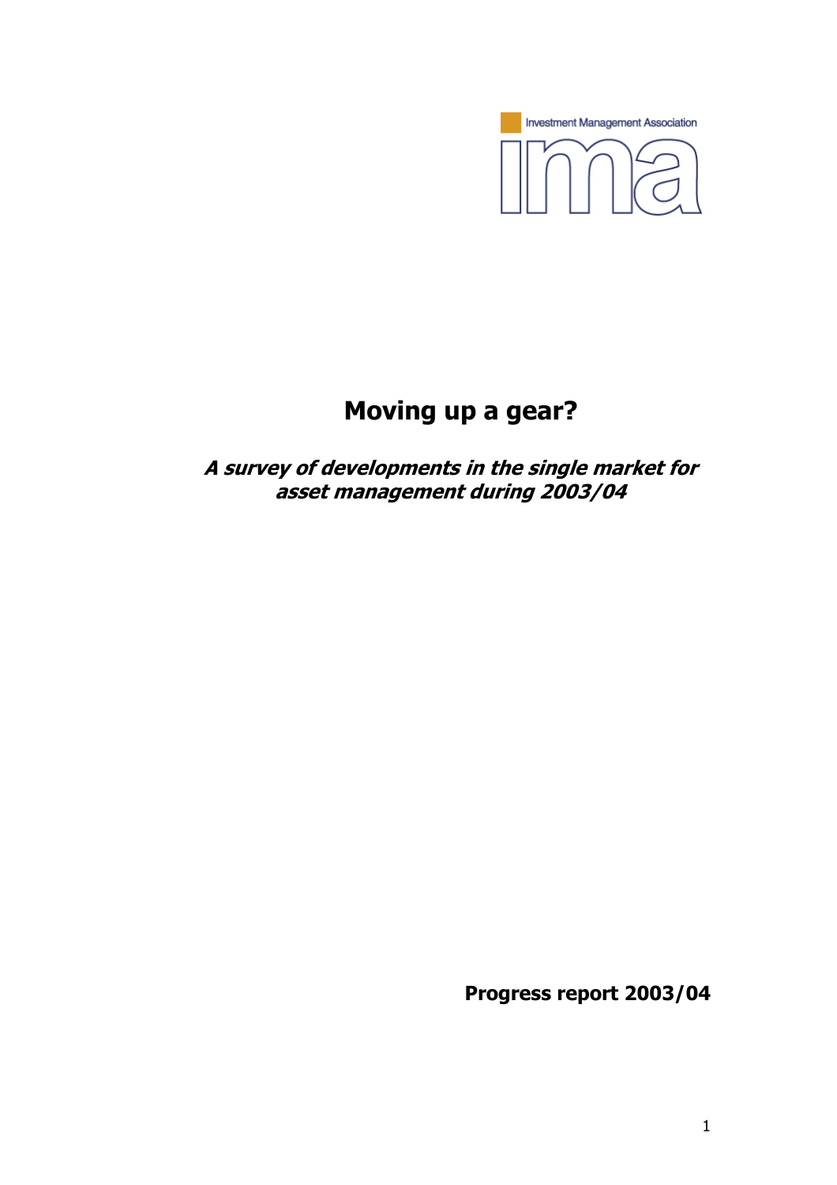Investment Management Association

# Moving up a gear?

***A survey of developments in the single market for asset management during 2003/04***

**Progress report 2003/04**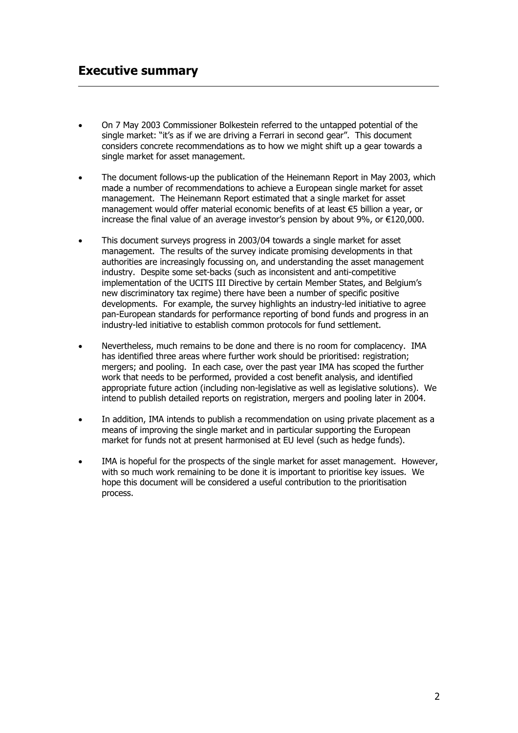## Executive summary

- On 7 May 2003 Commissioner Bolkestein referred to the untapped potential of the single market: "it's as if we are driving a Ferrari in second gear". This document considers concrete recommendations as to how we might shift up a gear towards a single market for asset management.
- The document follows-up the publication of the Heinemann Report in May 2003, which made a number of recommendations to achieve a European single market for asset management. The Heinemann Report estimated that a single market for asset management would offer material economic benefits of at least €5 billion a year, or increase the final value of an average investor's pension by about 9%, or €120,000.
- This document surveys progress in 2003/04 towards a single market for asset management. The results of the survey indicate promising developments in that authorities are increasingly focussing on, and understanding the asset management industry. Despite some set-backs (such as inconsistent and anti-competitive implementation of the UCITS III Directive by certain Member States, and Belgium's new discriminatory tax regime) there have been a number of specific positive developments. For example, the survey highlights an industry-led initiative to agree pan-European standards for performance reporting of bond funds and progress in an industry-led initiative to establish common protocols for fund settlement.
- Nevertheless, much remains to be done and there is no room for complacency. IMA has identified three areas where further work should be prioritised: registration; mergers; and pooling. In each case, over the past year IMA has scoped the further work that needs to be performed, provided a cost benefit analysis, and identified appropriate future action (including non-legislative as well as legislative solutions). We intend to publish detailed reports on registration, mergers and pooling later in 2004.
- In addition, IMA intends to publish a recommendation on using private placement as a means of improving the single market and in particular supporting the European market for funds not at present harmonised at EU level (such as hedge funds).
- IMA is hopeful for the prospects of the single market for asset management. However, with so much work remaining to be done it is important to prioritise key issues. We hope this document will be considered a useful contribution to the prioritisation process.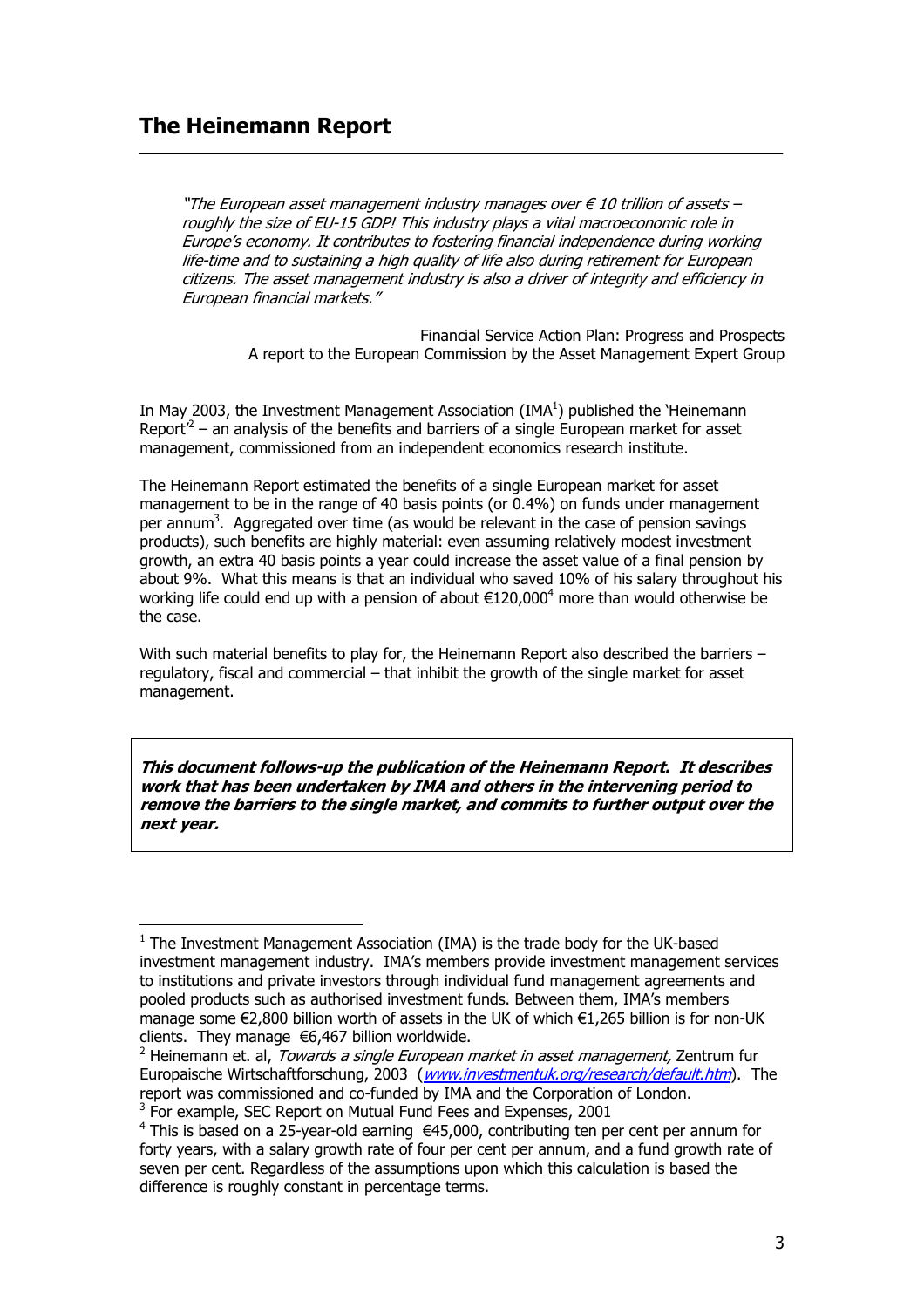## The Heinemann Report

*"The European asset management industry manages over € 10 trillion of assets – roughly the size of EU-15 GDP! This industry plays a vital macroeconomic role in Europe's economy. It contributes to fostering financial independence during working life-time and to sustaining a high quality of life also during retirement for European citizens. The asset management industry is also a driver of integrity and efficiency in European financial markets."*

Financial Service Action Plan: Progress and Prospects
A report to the European Commission by the Asset Management Expert Group

In May 2003, the Investment Management Association (IMA[1]) published the 'Heinemann Report'[2] – an analysis of the benefits and barriers of a single European market for asset management, commissioned from an independent economics research institute.

The Heinemann Report estimated the benefits of a single European market for asset management to be in the range of 40 basis points (or 0.4%) on funds under management per annum[3]. Aggregated over time (as would be relevant in the case of pension savings products), such benefits are highly material: even assuming relatively modest investment growth, an extra 40 basis points a year could increase the asset value of a final pension by about 9%. What this means is that an individual who saved 10% of his salary throughout his working life could end up with a pension of about €120,000[4] more than would otherwise be the case.

With such material benefits to play for, the Heinemann Report also described the barriers – regulatory, fiscal and commercial – that inhibit the growth of the single market for asset management.

***This document follows-up the publication of the Heinemann Report. It describes work that has been undertaken by IMA and others in the intervening period to remove the barriers to the single market, and commits to further output over the next year.***

---

[1] The Investment Management Association (IMA) is the trade body for the UK-based investment management industry. IMA's members provide investment management services to institutions and private investors through individual fund management agreements and pooled products such as authorised investment funds. Between them, IMA's members manage some €2,800 billion worth of assets in the UK of which €1,265 billion is for non-UK clients. They manage €6,467 billion worldwide.

[2] Heinemann et. al, *Towards a single European market in asset management,* Zentrum fur Europaische Wirtschaftforschung, 2003 (*www.investmentuk.org/research/default.htm*). The report was commissioned and co-funded by IMA and the Corporation of London.

[3] For example, SEC Report on Mutual Fund Fees and Expenses, 2001

[4] This is based on a 25-year-old earning €45,000, contributing ten per cent per annum for forty years, with a salary growth rate of four per cent per annum, and a fund growth rate of seven per cent. Regardless of the assumptions upon which this calculation is based the difference is roughly constant in percentage terms.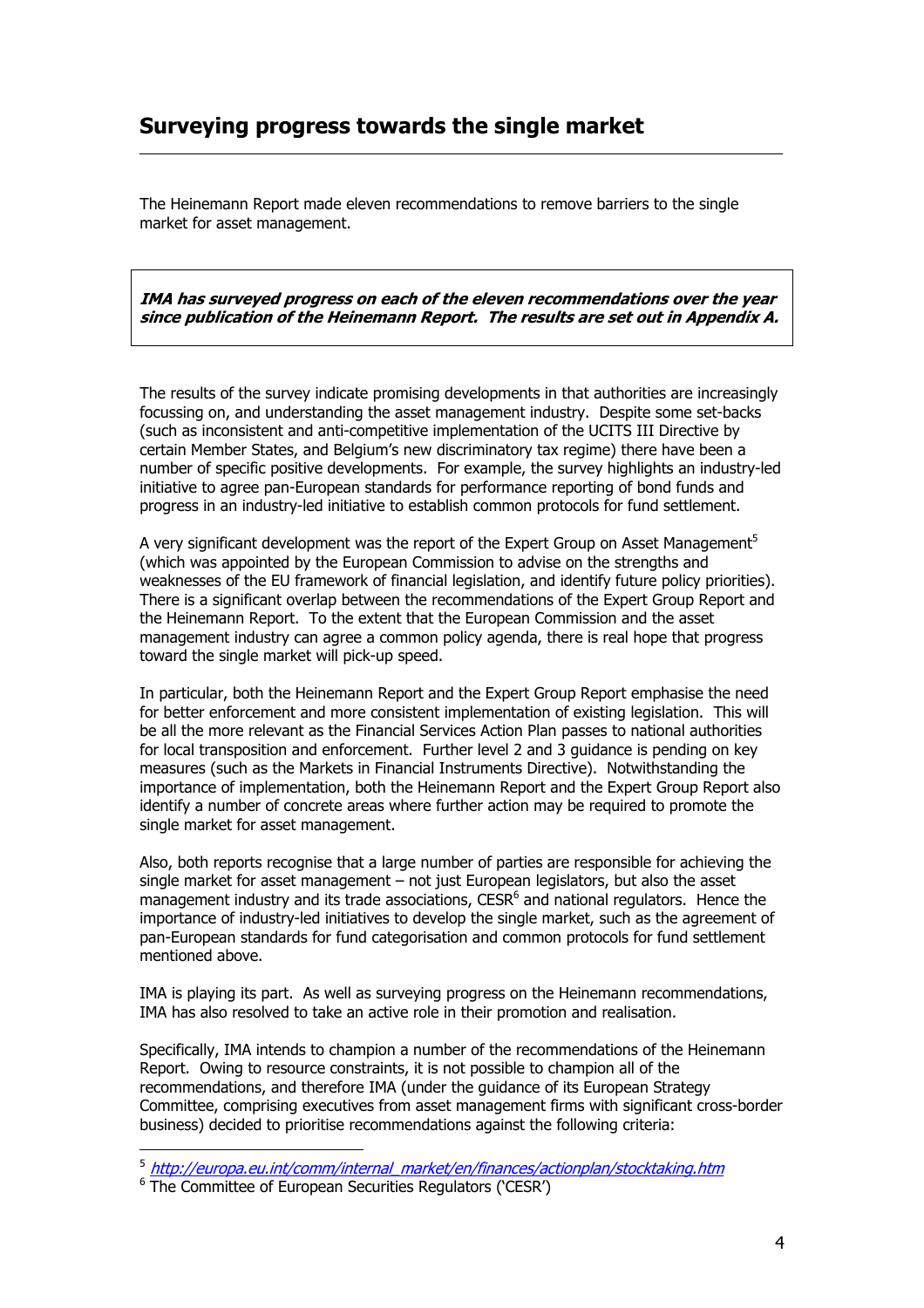## Surveying progress towards the single market

The Heinemann Report made eleven recommendations to remove barriers to the single market for asset management.

***IMA has surveyed progress on each of the eleven recommendations over the year since publication of the Heinemann Report. The results are set out in Appendix A.***

The results of the survey indicate promising developments in that authorities are increasingly focussing on, and understanding the asset management industry. Despite some set-backs (such as inconsistent and anti-competitive implementation of the UCITS III Directive by certain Member States, and Belgium's new discriminatory tax regime) there have been a number of specific positive developments. For example, the survey highlights an industry-led initiative to agree pan-European standards for performance reporting of bond funds and progress in an industry-led initiative to establish common protocols for fund settlement.

A very significant development was the report of the Expert Group on Asset Management[5] (which was appointed by the European Commission to advise on the strengths and weaknesses of the EU framework of financial legislation, and identify future policy priorities). There is a significant overlap between the recommendations of the Expert Group Report and the Heinemann Report. To the extent that the European Commission and the asset management industry can agree a common policy agenda, there is real hope that progress toward the single market will pick-up speed.

In particular, both the Heinemann Report and the Expert Group Report emphasise the need for better enforcement and more consistent implementation of existing legislation. This will be all the more relevant as the Financial Services Action Plan passes to national authorities for local transposition and enforcement. Further level 2 and 3 guidance is pending on key measures (such as the Markets in Financial Instruments Directive). Notwithstanding the importance of implementation, both the Heinemann Report and the Expert Group Report also identify a number of concrete areas where further action may be required to promote the single market for asset management.

Also, both reports recognise that a large number of parties are responsible for achieving the single market for asset management – not just European legislators, but also the asset management industry and its trade associations, CESR[6] and national regulators. Hence the importance of industry-led initiatives to develop the single market, such as the agreement of pan-European standards for fund categorisation and common protocols for fund settlement mentioned above.

IMA is playing its part. As well as surveying progress on the Heinemann recommendations, IMA has also resolved to take an active role in their promotion and realisation.

Specifically, IMA intends to champion a number of the recommendations of the Heinemann Report. Owing to resource constraints, it is not possible to champion all of the recommendations, and therefore IMA (under the guidance of its European Strategy Committee, comprising executives from asset management firms with significant cross-border business) decided to prioritise recommendations against the following criteria:

---

[5] *http://europa.eu.int/comm/internal_market/en/finances/actionplan/stocktaking.htm*

[6] The Committee of European Securities Regulators ('CESR')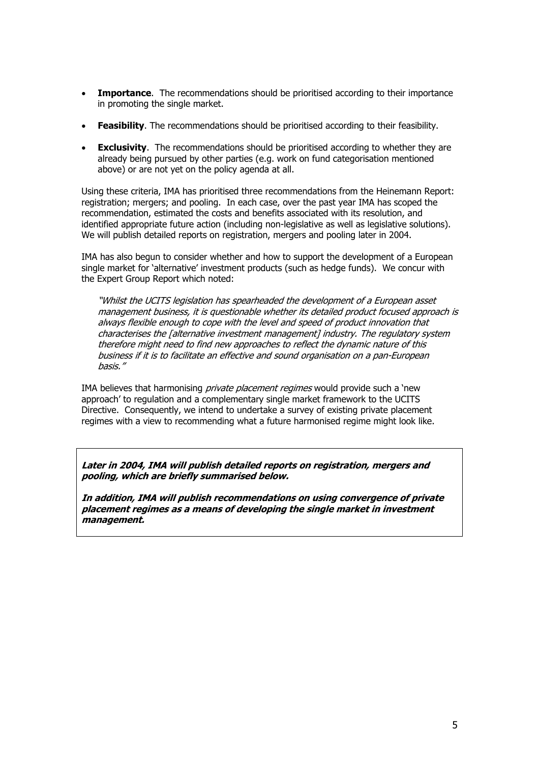- **Importance**. The recommendations should be prioritised according to their importance in promoting the single market.

- **Feasibility**. The recommendations should be prioritised according to their feasibility.

- **Exclusivity**. The recommendations should be prioritised according to whether they are already being pursued by other parties (e.g. work on fund categorisation mentioned above) or are not yet on the policy agenda at all.

Using these criteria, IMA has prioritised three recommendations from the Heinemann Report: registration; mergers; and pooling. In each case, over the past year IMA has scoped the recommendation, estimated the costs and benefits associated with its resolution, and identified appropriate future action (including non-legislative as well as legislative solutions). We will publish detailed reports on registration, mergers and pooling later in 2004.

IMA has also begun to consider whether and how to support the development of a European single market for 'alternative' investment products (such as hedge funds). We concur with the Expert Group Report which noted:

> *"Whilst the UCITS legislation has spearheaded the development of a European asset management business, it is questionable whether its detailed product focused approach is always flexible enough to cope with the level and speed of product innovation that characterises the [alternative investment management] industry. The regulatory system therefore might need to find new approaches to reflect the dynamic nature of this business if it is to facilitate an effective and sound organisation on a pan-European basis."*

IMA believes that harmonising *private placement regimes* would provide such a 'new approach' to regulation and a complementary single market framework to the UCITS Directive. Consequently, we intend to undertake a survey of existing private placement regimes with a view to recommending what a future harmonised regime might look like.

***Later in 2004, IMA will publish detailed reports on registration, mergers and pooling, which are briefly summarised below.***

***In addition, IMA will publish recommendations on using convergence of private placement regimes as a means of developing the single market in investment management.***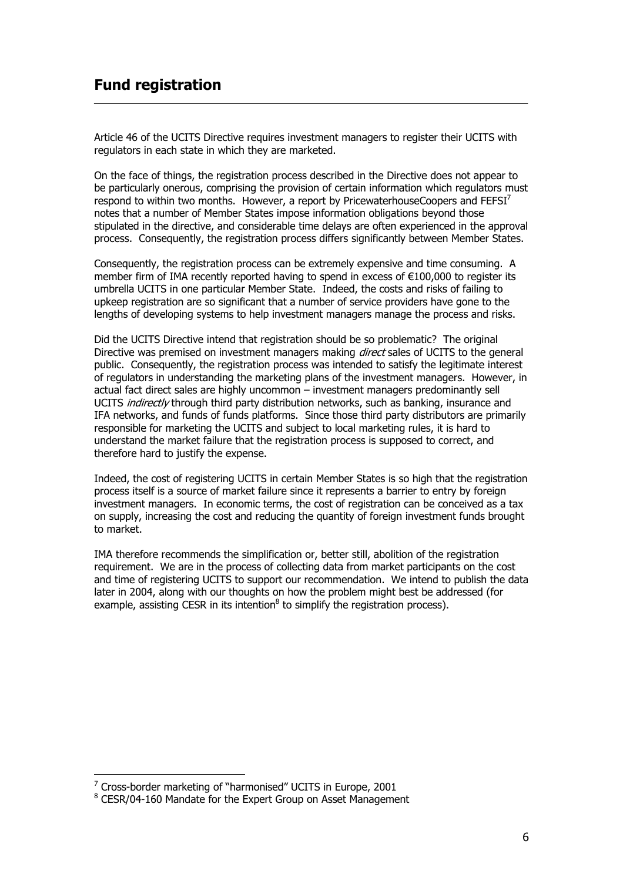## Fund registration

Article 46 of the UCITS Directive requires investment managers to register their UCITS with regulators in each state in which they are marketed.

On the face of things, the registration process described in the Directive does not appear to be particularly onerous, comprising the provision of certain information which regulators must respond to within two months. However, a report by PricewaterhouseCoopers and FEFSI[7] notes that a number of Member States impose information obligations beyond those stipulated in the directive, and considerable time delays are often experienced in the approval process. Consequently, the registration process differs significantly between Member States.

Consequently, the registration process can be extremely expensive and time consuming. A member firm of IMA recently reported having to spend in excess of €100,000 to register its umbrella UCITS in one particular Member State. Indeed, the costs and risks of failing to upkeep registration are so significant that a number of service providers have gone to the lengths of developing systems to help investment managers manage the process and risks.

Did the UCITS Directive intend that registration should be so problematic? The original Directive was premised on investment managers making *direct* sales of UCITS to the general public. Consequently, the registration process was intended to satisfy the legitimate interest of regulators in understanding the marketing plans of the investment managers. However, in actual fact direct sales are highly uncommon – investment managers predominantly sell UCITS *indirectly* through third party distribution networks, such as banking, insurance and IFA networks, and funds of funds platforms. Since those third party distributors are primarily responsible for marketing the UCITS and subject to local marketing rules, it is hard to understand the market failure that the registration process is supposed to correct, and therefore hard to justify the expense.

Indeed, the cost of registering UCITS in certain Member States is so high that the registration process itself is a source of market failure since it represents a barrier to entry by foreign investment managers. In economic terms, the cost of registration can be conceived as a tax on supply, increasing the cost and reducing the quantity of foreign investment funds brought to market.

IMA therefore recommends the simplification or, better still, abolition of the registration requirement. We are in the process of collecting data from market participants on the cost and time of registering UCITS to support our recommendation. We intend to publish the data later in 2004, along with our thoughts on how the problem might best be addressed (for example, assisting CESR in its intention[8] to simplify the registration process).

---

[7] Cross-border marketing of "harmonised" UCITS in Europe, 2001

[8] CESR/04-160 Mandate for the Expert Group on Asset Management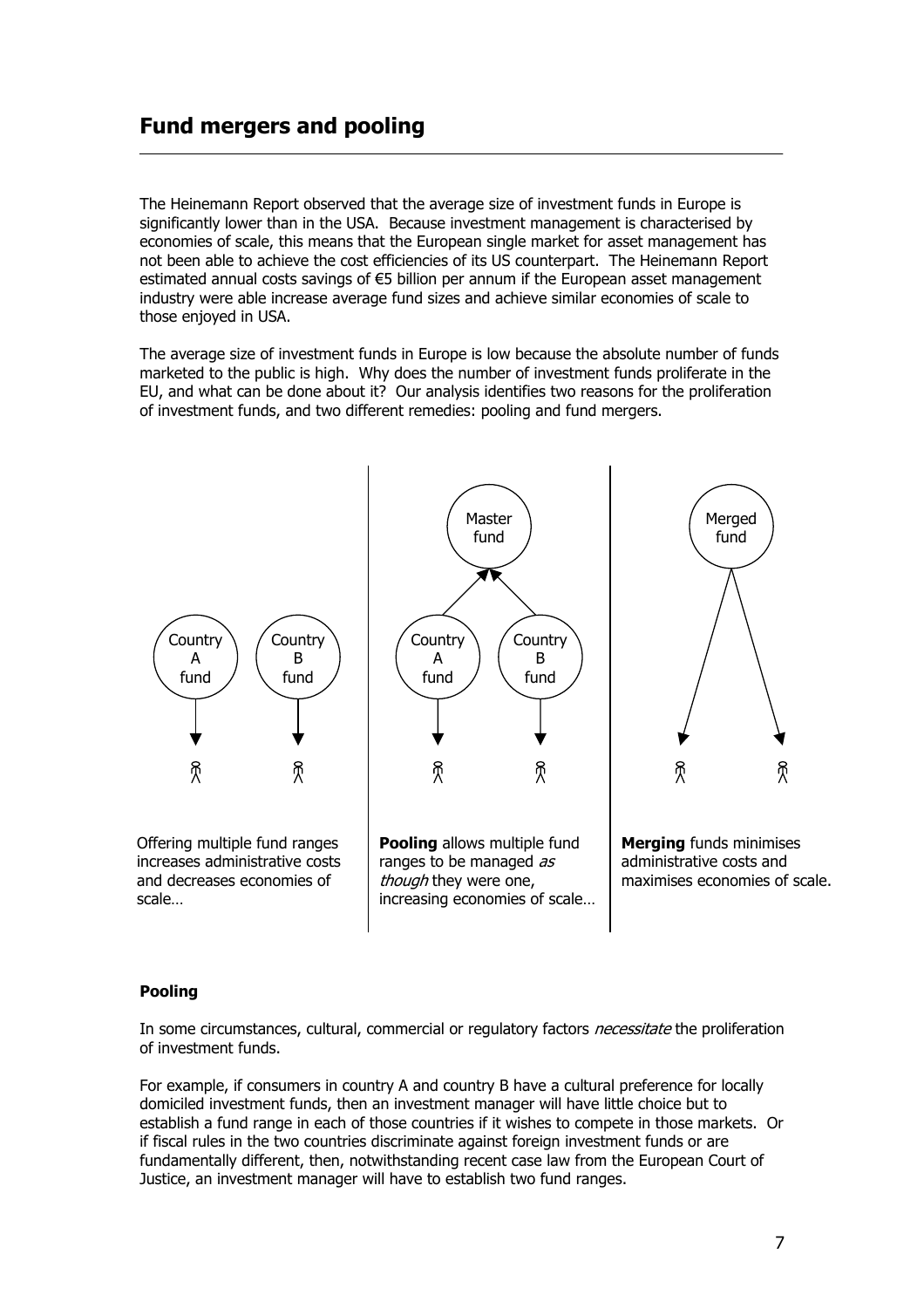## Fund mergers and pooling

The Heinemann Report observed that the average size of investment funds in Europe is significantly lower than in the USA. Because investment management is characterised by economies of scale, this means that the European single market for asset management has not been able to achieve the cost efficiencies of its US counterpart. The Heinemann Report estimated annual costs savings of €5 billion per annum if the European asset management industry were able increase average fund sizes and achieve similar economies of scale to those enjoyed in USA.

The average size of investment funds in Europe is low because the absolute number of funds marketed to the public is high. Why does the number of investment funds proliferate in the EU, and what can be done about it? Our analysis identifies two reasons for the proliferation of investment funds, and two different remedies: pooling and fund mergers.

Country A fund | Country B fund

Master fund | Country A fund | Country B fund

Merged fund

Offering multiple fund ranges increases administrative costs and decreases economies of scale…

**Pooling** allows multiple fund ranges to be managed *as though* they were one, increasing economies of scale…

**Merging** funds minimises administrative costs and maximises economies of scale.

**Pooling**

In some circumstances, cultural, commercial or regulatory factors *necessitate* the proliferation of investment funds.

For example, if consumers in country A and country B have a cultural preference for locally domiciled investment funds, then an investment manager will have little choice but to establish a fund range in each of those countries if it wishes to compete in those markets. Or if fiscal rules in the two countries discriminate against foreign investment funds or are fundamentally different, then, notwithstanding recent case law from the European Court of Justice, an investment manager will have to establish two fund ranges.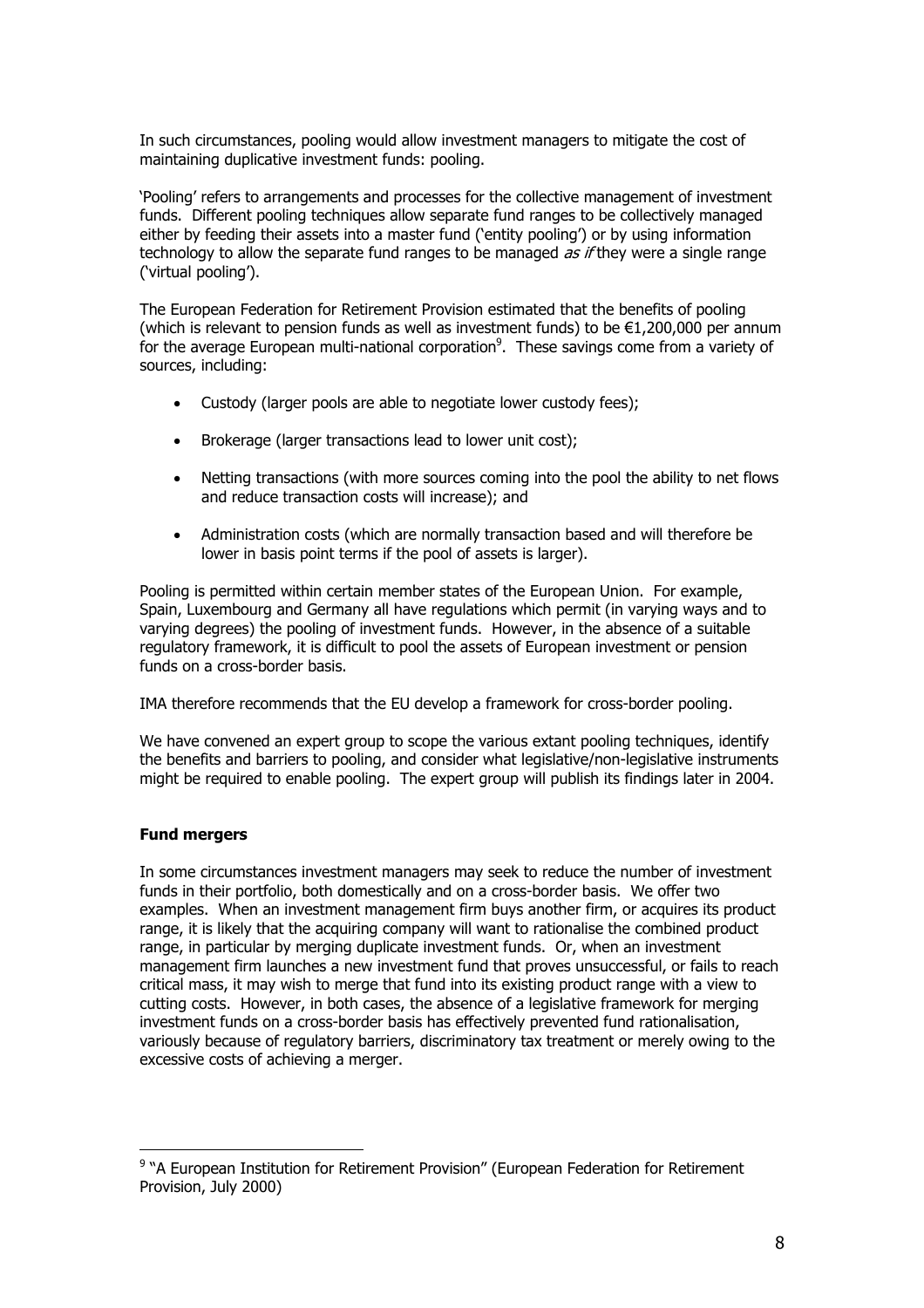In such circumstances, pooling would allow investment managers to mitigate the cost of maintaining duplicative investment funds: pooling.

'Pooling' refers to arrangements and processes for the collective management of investment funds. Different pooling techniques allow separate fund ranges to be collectively managed either by feeding their assets into a master fund ('entity pooling') or by using information technology to allow the separate fund ranges to be managed *as if* they were a single range ('virtual pooling').

The European Federation for Retirement Provision estimated that the benefits of pooling (which is relevant to pension funds as well as investment funds) to be €1,200,000 per annum for the average European multi-national corporation[9]. These savings come from a variety of sources, including:

- Custody (larger pools are able to negotiate lower custody fees);
- Brokerage (larger transactions lead to lower unit cost);
- Netting transactions (with more sources coming into the pool the ability to net flows and reduce transaction costs will increase); and
- Administration costs (which are normally transaction based and will therefore be lower in basis point terms if the pool of assets is larger).

Pooling is permitted within certain member states of the European Union. For example, Spain, Luxembourg and Germany all have regulations which permit (in varying ways and to varying degrees) the pooling of investment funds. However, in the absence of a suitable regulatory framework, it is difficult to pool the assets of European investment or pension funds on a cross-border basis.

IMA therefore recommends that the EU develop a framework for cross-border pooling.

We have convened an expert group to scope the various extant pooling techniques, identify the benefits and barriers to pooling, and consider what legislative/non-legislative instruments might be required to enable pooling. The expert group will publish its findings later in 2004.

**Fund mergers**

In some circumstances investment managers may seek to reduce the number of investment funds in their portfolio, both domestically and on a cross-border basis. We offer two examples. When an investment management firm buys another firm, or acquires its product range, it is likely that the acquiring company will want to rationalise the combined product range, in particular by merging duplicate investment funds. Or, when an investment management firm launches a new investment fund that proves unsuccessful, or fails to reach critical mass, it may wish to merge that fund into its existing product range with a view to cutting costs. However, in both cases, the absence of a legislative framework for merging investment funds on a cross-border basis has effectively prevented fund rationalisation, variously because of regulatory barriers, discriminatory tax treatment or merely owing to the excessive costs of achieving a merger.

[9] "A European Institution for Retirement Provision" (European Federation for Retirement Provision, July 2000)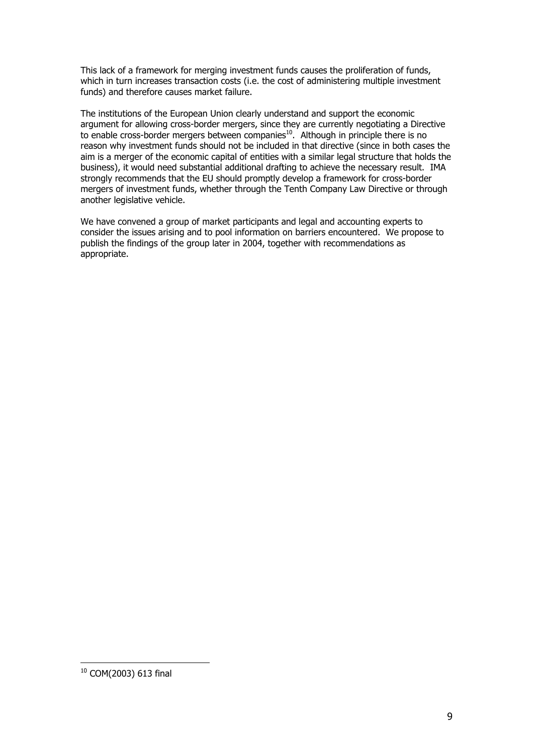This lack of a framework for merging investment funds causes the proliferation of funds, which in turn increases transaction costs (i.e. the cost of administering multiple investment funds) and therefore causes market failure.

The institutions of the European Union clearly understand and support the economic argument for allowing cross-border mergers, since they are currently negotiating a Directive to enable cross-border mergers between companies[10]. Although in principle there is no reason why investment funds should not be included in that directive (since in both cases the aim is a merger of the economic capital of entities with a similar legal structure that holds the business), it would need substantial additional drafting to achieve the necessary result. IMA strongly recommends that the EU should promptly develop a framework for cross-border mergers of investment funds, whether through the Tenth Company Law Directive or through another legislative vehicle.

We have convened a group of market participants and legal and accounting experts to consider the issues arising and to pool information on barriers encountered. We propose to publish the findings of the group later in 2004, together with recommendations as appropriate.

[10] COM(2003) 613 final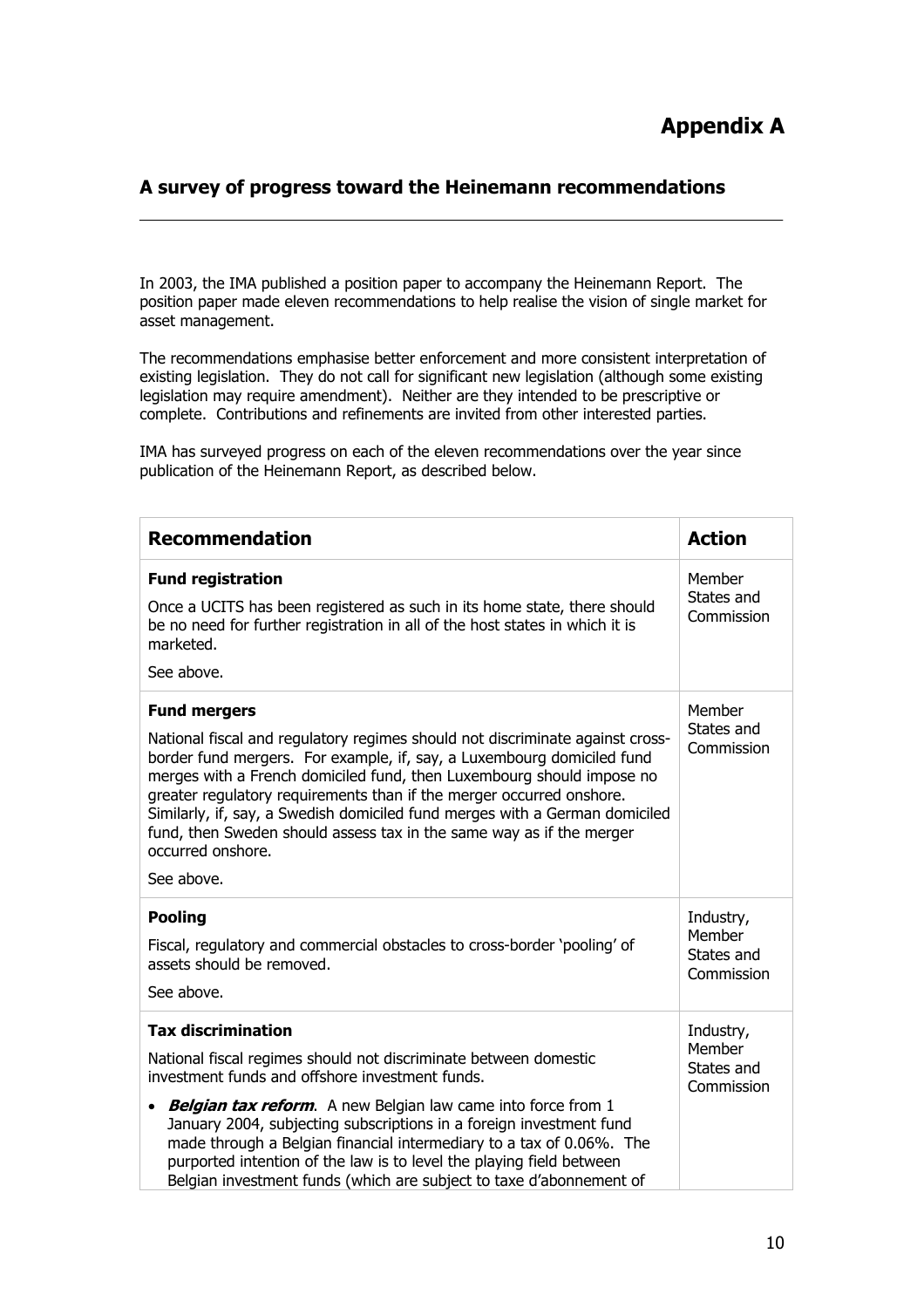# Appendix A

## A survey of progress toward the Heinemann recommendations

In 2003, the IMA published a position paper to accompany the Heinemann Report. The position paper made eleven recommendations to help realise the vision of single market for asset management.

The recommendations emphasise better enforcement and more consistent interpretation of existing legislation. They do not call for significant new legislation (although some existing legislation may require amendment). Neither are they intended to be prescriptive or complete. Contributions and refinements are invited from other interested parties.

IMA has surveyed progress on each of the eleven recommendations over the year since publication of the Heinemann Report, as described below.

| Recommendation | Action |
|---|---|
| **Fund registration**<br><br>Once a UCITS has been registered as such in its home state, there should be no need for further registration in all of the host states in which it is marketed.<br><br>See above. | Member States and Commission |
| **Fund mergers**<br><br>National fiscal and regulatory regimes should not discriminate against cross-border fund mergers. For example, if, say, a Luxembourg domiciled fund merges with a French domiciled fund, then Luxembourg should impose no greater regulatory requirements than if the merger occurred onshore. Similarly, if, say, a Swedish domiciled fund merges with a German domiciled fund, then Sweden should assess tax in the same way as if the merger occurred onshore.<br><br>See above. | Member States and Commission |
| **Pooling**<br><br>Fiscal, regulatory and commercial obstacles to cross-border 'pooling' of assets should be removed.<br><br>See above. | Industry, Member States and Commission |
| **Tax discrimination**<br><br>National fiscal regimes should not discriminate between domestic investment funds and offshore investment funds.<br><br>• ***Belgian tax reform***. A new Belgian law came into force from 1 January 2004, subjecting subscriptions in a foreign investment fund made through a Belgian financial intermediary to a tax of 0.06%. The purported intention of the law is to level the playing field between Belgian investment funds (which are subject to taxe d'abonnement of | Industry, Member States and Commission |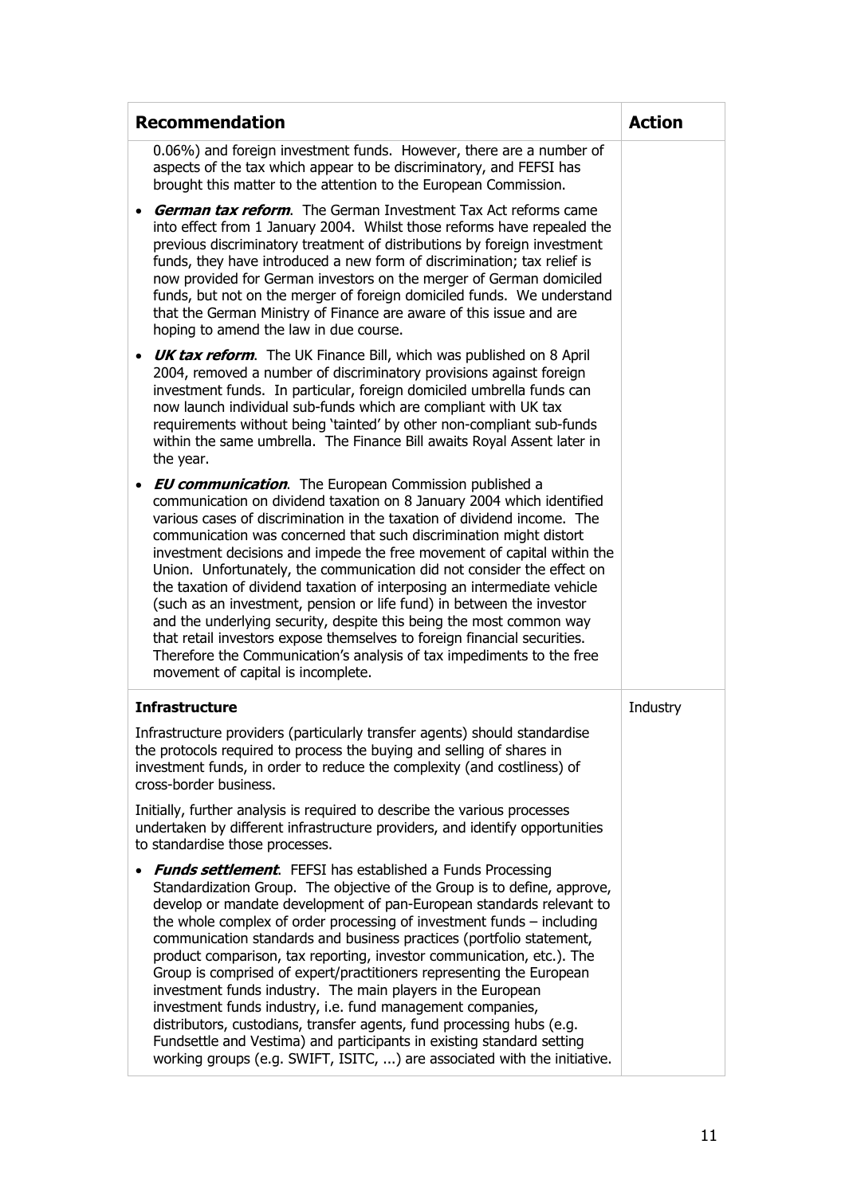| Recommendation | Action |
|---|---|
| 0.06%) and foreign investment funds. However, there are a number of aspects of the tax which appear to be discriminatory, and FEFSI has brought this matter to the attention to the European Commission.<br><br>• ***German tax reform***. The German Investment Tax Act reforms came into effect from 1 January 2004. Whilst those reforms have repealed the previous discriminatory treatment of distributions by foreign investment funds, they have introduced a new form of discrimination; tax relief is now provided for German investors on the merger of German domiciled funds, but not on the merger of foreign domiciled funds. We understand that the German Ministry of Finance are aware of this issue and are hoping to amend the law in due course.<br><br>• ***UK tax reform***. The UK Finance Bill, which was published on 8 April 2004, removed a number of discriminatory provisions against foreign investment funds. In particular, foreign domiciled umbrella funds can now launch individual sub-funds which are compliant with UK tax requirements without being 'tainted' by other non-compliant sub-funds within the same umbrella. The Finance Bill awaits Royal Assent later in the year.<br><br>• ***EU communication***. The European Commission published a communication on dividend taxation on 8 January 2004 which identified various cases of discrimination in the taxation of dividend income. The communication was concerned that such discrimination might distort investment decisions and impede the free movement of capital within the Union. Unfortunately, the communication did not consider the effect on the taxation of dividend taxation of interposing an intermediate vehicle (such as an investment, pension or life fund) in between the investor and the underlying security, despite this being the most common way that retail investors expose themselves to foreign financial securities. Therefore the Communication's analysis of tax impediments to the free movement of capital is incomplete. | |
| **Infrastructure**<br><br>Infrastructure providers (particularly transfer agents) should standardise the protocols required to process the buying and selling of shares in investment funds, in order to reduce the complexity (and costliness) of cross-border business.<br><br>Initially, further analysis is required to describe the various processes undertaken by different infrastructure providers, and identify opportunities to standardise those processes.<br><br>• ***Funds settlement***. FEFSI has established a Funds Processing Standardization Group. The objective of the Group is to define, approve, develop or mandate development of pan-European standards relevant to the whole complex of order processing of investment funds – including communication standards and business practices (portfolio statement, product comparison, tax reporting, investor communication, etc.). The Group is comprised of expert/practitioners representing the European investment funds industry. The main players in the European investment funds industry, i.e. fund management companies, distributors, custodians, transfer agents, fund processing hubs (e.g. Fundsettle and Vestima) and participants in existing standard setting working groups (e.g. SWIFT, ISITC, ...) are associated with the initiative. | Industry |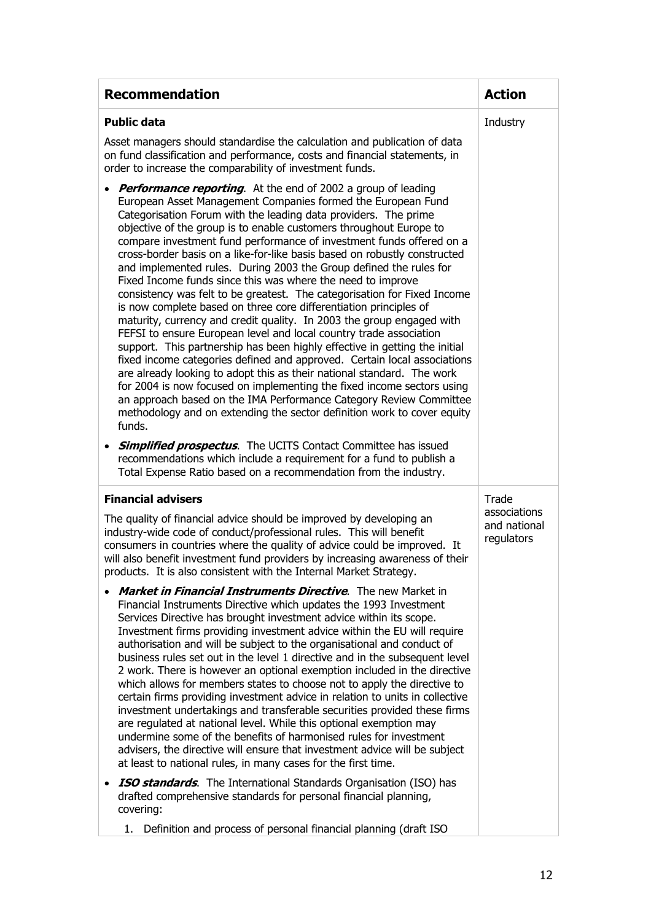| Recommendation | Action |
|---|---|
| **Public data**<br><br>Asset managers should standardise the calculation and publication of data on fund classification and performance, costs and financial statements, in order to increase the comparability of investment funds.<br><br>• ***Performance reporting***. At the end of 2002 a group of leading European Asset Management Companies formed the European Fund Categorisation Forum with the leading data providers. The prime objective of the group is to enable customers throughout Europe to compare investment fund performance of investment funds offered on a cross-border basis on a like-for-like basis based on robustly constructed and implemented rules. During 2003 the Group defined the rules for Fixed Income funds since this was where the need to improve consistency was felt to be greatest. The categorisation for Fixed Income is now complete based on three core differentiation principles of maturity, currency and credit quality. In 2003 the group engaged with FEFSI to ensure European level and local country trade association support. This partnership has been highly effective in getting the initial fixed income categories defined and approved. Certain local associations are already looking to adopt this as their national standard. The work for 2004 is now focused on implementing the fixed income sectors using an approach based on the IMA Performance Category Review Committee methodology and on extending the sector definition work to cover equity funds.<br><br>• ***Simplified prospectus***. The UCITS Contact Committee has issued recommendations which include a requirement for a fund to publish a Total Expense Ratio based on a recommendation from the industry. | Industry |
| **Financial advisers**<br><br>The quality of financial advice should be improved by developing an industry-wide code of conduct/professional rules. This will benefit consumers in countries where the quality of advice could be improved. It will also benefit investment fund providers by increasing awareness of their products. It is also consistent with the Internal Market Strategy.<br><br>• ***Market in Financial Instruments Directive***. The new Market in Financial Instruments Directive which updates the 1993 Investment Services Directive has brought investment advice within its scope. Investment firms providing investment advice within the EU will require authorisation and will be subject to the organisational and conduct of business rules set out in the level 1 directive and in the subsequent level 2 work. There is however an optional exemption included in the directive which allows for members states to choose not to apply the directive to certain firms providing investment advice in relation to units in collective investment undertakings and transferable securities provided these firms are regulated at national level. While this optional exemption may undermine some of the benefits of harmonised rules for investment advisers, the directive will ensure that investment advice will be subject at least to national rules, in many cases for the first time.<br><br>• ***ISO standards***. The International Standards Organisation (ISO) has drafted comprehensive standards for personal financial planning, covering:<br><br>1. Definition and process of personal financial planning (draft ISO | Trade associations and national regulators |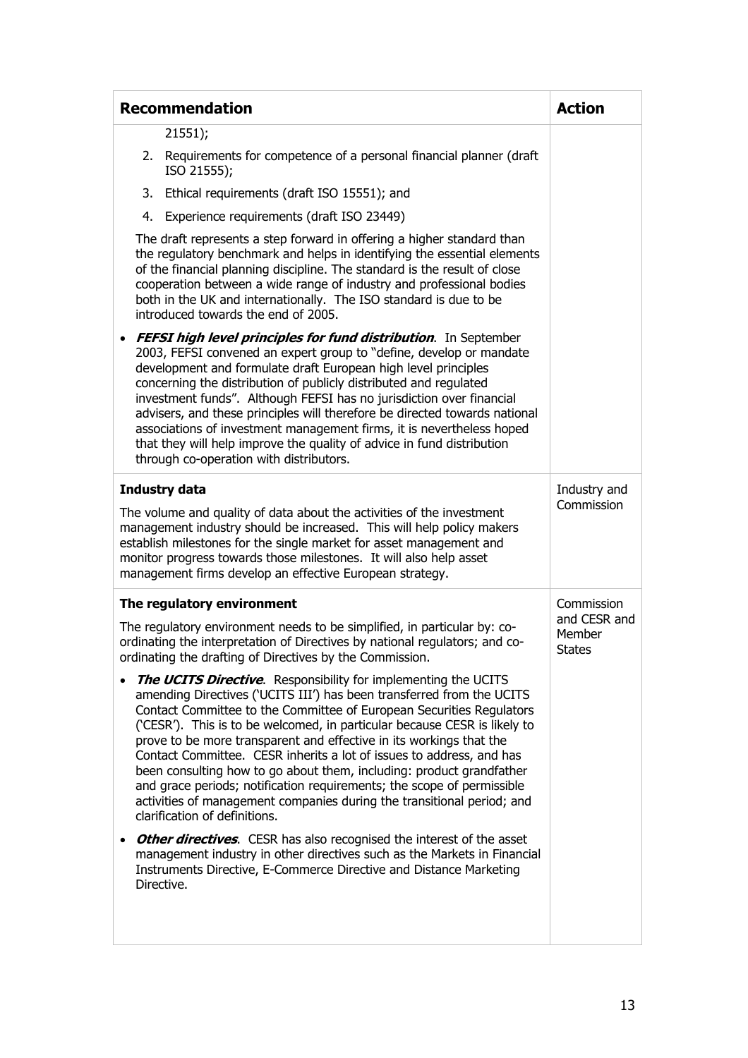| **Recommendation** | **Action** |
|---|---|
| 21551);<br>2. Requirements for competence of a personal financial planner (draft ISO 21555);<br>3. Ethical requirements (draft ISO 15551); and<br>4. Experience requirements (draft ISO 23449)<br><br>The draft represents a step forward in offering a higher standard than the regulatory benchmark and helps in identifying the essential elements of the financial planning discipline. The standard is the result of close cooperation between a wide range of industry and professional bodies both in the UK and internationally. The ISO standard is due to be introduced towards the end of 2005.<br><br>• ***FEFSI high level principles for fund distribution***. In September 2003, FEFSI convened an expert group to "define, develop or mandate development and formulate draft European high level principles concerning the distribution of publicly distributed and regulated investment funds". Although FEFSI has no jurisdiction over financial advisers, and these principles will therefore be directed towards national associations of investment management firms, it is nevertheless hoped that they will help improve the quality of advice in fund distribution through co-operation with distributors. | |
| **Industry data**<br><br>The volume and quality of data about the activities of the investment management industry should be increased. This will help policy makers establish milestones for the single market for asset management and monitor progress towards those milestones. It will also help asset management firms develop an effective European strategy. | Industry and Commission |
| **The regulatory environment**<br><br>The regulatory environment needs to be simplified, in particular by: co-ordinating the interpretation of Directives by national regulators; and co-ordinating the drafting of Directives by the Commission.<br><br>• ***The UCITS Directive***. Responsibility for implementing the UCITS amending Directives ('UCITS III') has been transferred from the UCITS Contact Committee to the Committee of European Securities Regulators ('CESR'). This is to be welcomed, in particular because CESR is likely to prove to be more transparent and effective in its workings that the Contact Committee. CESR inherits a lot of issues to address, and has been consulting how to go about them, including: product grandfather and grace periods; notification requirements; the scope of permissible activities of management companies during the transitional period; and clarification of definitions.<br><br>• ***Other directives***. CESR has also recognised the interest of the asset management industry in other directives such as the Markets in Financial Instruments Directive, E-Commerce Directive and Distance Marketing Directive. | Commission and CESR and Member States |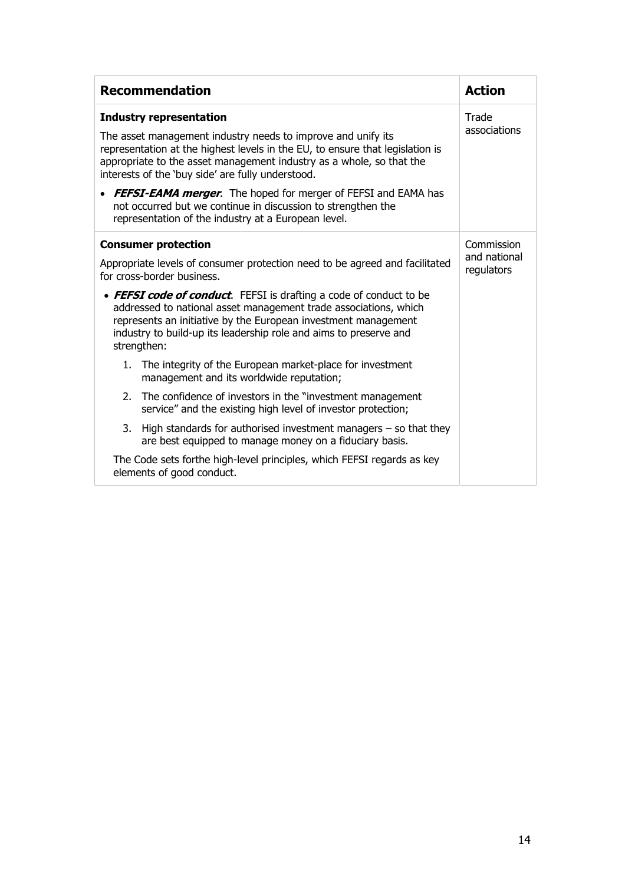| Recommendation | Action |
|---|---|
| **Industry representation**<br><br>The asset management industry needs to improve and unify its representation at the highest levels in the EU, to ensure that legislation is appropriate to the asset management industry as a whole, so that the interests of the 'buy side' are fully understood.<br><br>• ***FEFSI-EAMA merger***. The hoped for merger of FEFSI and EAMA has not occurred but we continue in discussion to strengthen the representation of the industry at a European level. | Trade associations |
| **Consumer protection**<br><br>Appropriate levels of consumer protection need to be agreed and facilitated for cross-border business.<br><br>• ***FEFSI code of conduct***. FEFSI is drafting a code of conduct to be addressed to national asset management trade associations, which represents an initiative by the European investment management industry to build-up its leadership role and aims to preserve and strengthen:<br><br>1. The integrity of the European market-place for investment management and its worldwide reputation;<br>2. The confidence of investors in the "investment management service" and the existing high level of investor protection;<br>3. High standards for authorised investment managers – so that they are best equipped to manage money on a fiduciary basis.<br><br>The Code sets forthe high-level principles, which FEFSI regards as key elements of good conduct. | Commission and national regulators |